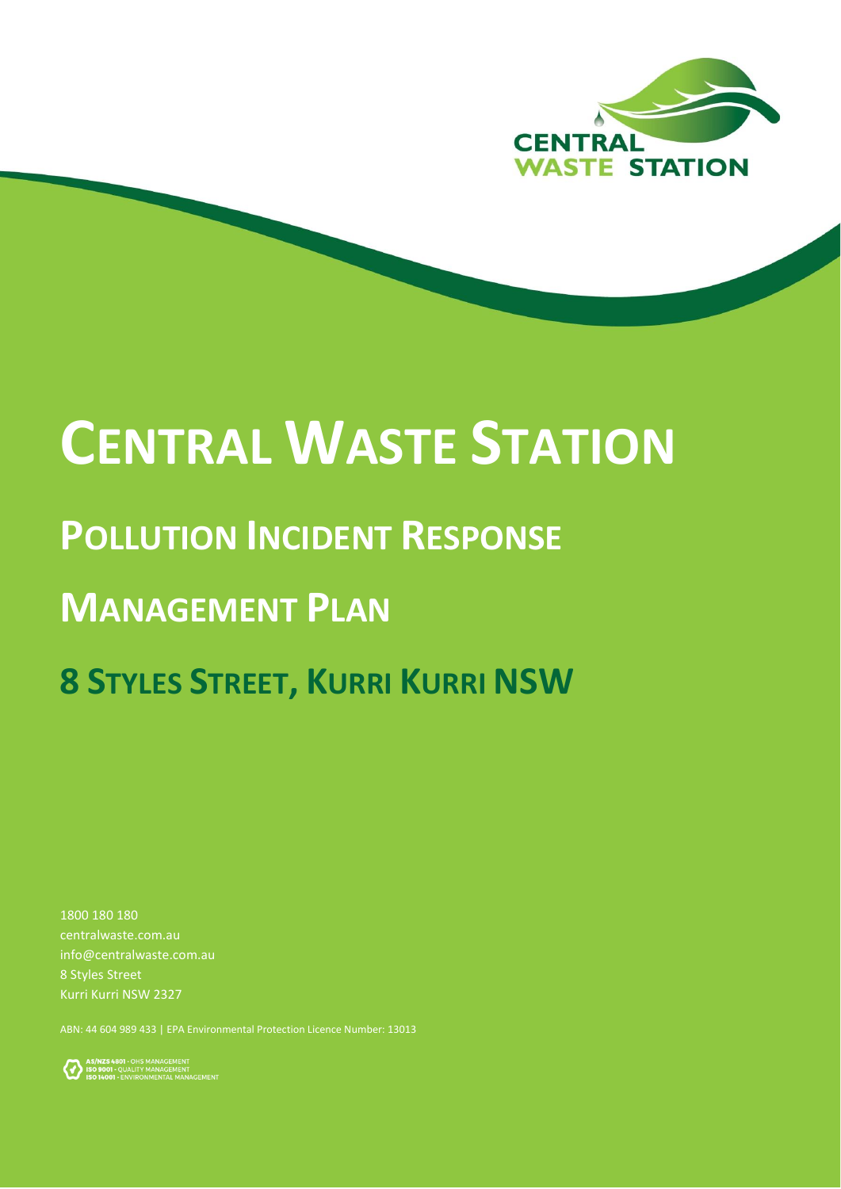CENTRAL WASTE STATION

# CENTRAL WASTE STATION

## POLLUTION INCIDENT RESPONSE MANAGEMENT PLAN

## 8 STYLES STREET, KURRI KURRI NSW

1800 180 180
centralwaste.com.au
info@centralwaste.com.au
8 Styles Street
Kurri Kurri NSW 2327

ABN: 44 604 989 433 | EPA Environmental Protection Licence Number: 13013

AS/NZS 4801 - OHS MANAGEMENT
ISO 9001 - QUALITY MANAGEMENT
ISO 14001 - ENVIRONMENTAL MANAGEMENT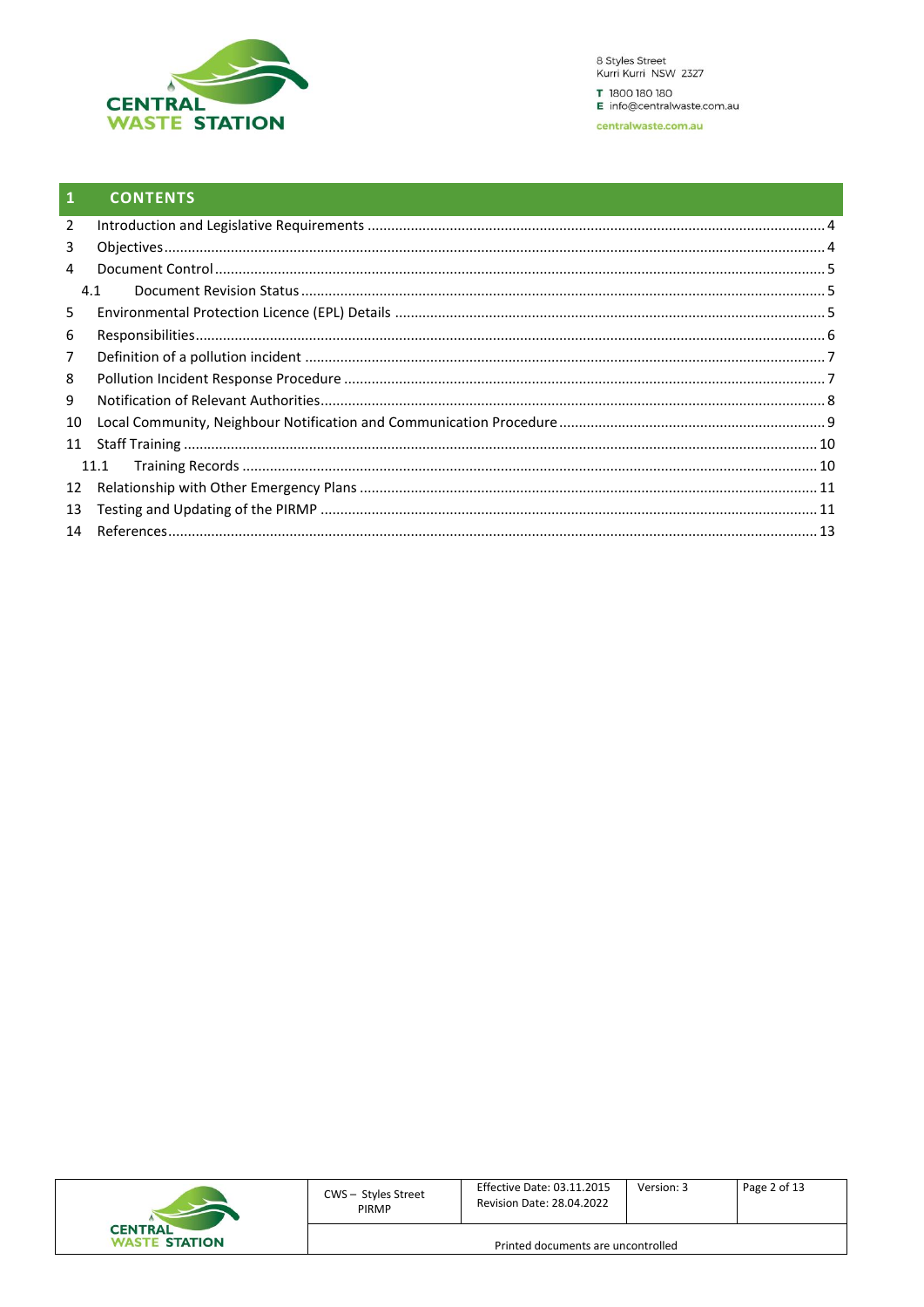# 1 CONTENTS

| | | |
|---|---|---|
| 2 | Introduction and Legislative Requirements | 4 |
| 3 | Objectives | 4 |
| 4 | Document Control | 5 |
| 4.1 | Document Revision Status | 5 |
| 5 | Environmental Protection Licence (EPL) Details | 5 |
| 6 | Responsibilities | 6 |
| 7 | Definition of a pollution incident | 7 |
| 8 | Pollution Incident Response Procedure | 7 |
| 9 | Notification of Relevant Authorities | 8 |
| 10 | Local Community, Neighbour Notification and Communication Procedure | 9 |
| 11 | Staff Training | 10 |
| 11.1 | Training Records | 10 |
| 12 | Relationship with Other Emergency Plans | 11 |
| 13 | Testing and Updating of the PIRMP | 11 |
| 14 | References | 13 |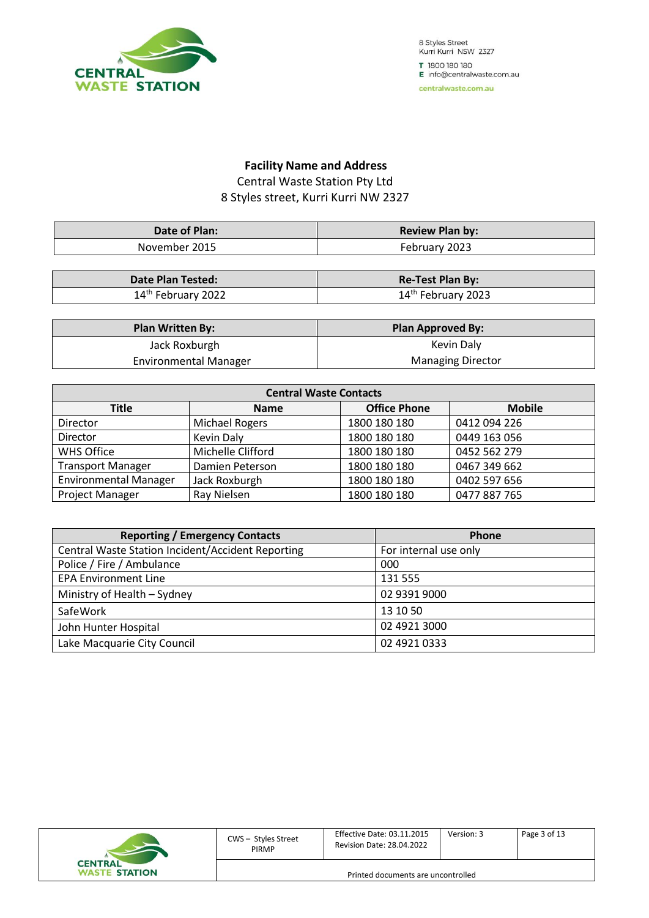**Facility Name and Address**

Central Waste Station Pty Ltd

8 Styles street, Kurri Kurri NW 2327

| Date of Plan: | Review Plan by: |
|---|---|
| November 2015 | February 2023 |

| Date Plan Tested: | Re-Test Plan By: |
|---|---|
| 14th February 2022 | 14th February 2023 |

| Plan Written By: | Plan Approved By: |
|---|---|
| Jack Roxburgh<br>Environmental Manager | Kevin Daly<br>Managing Director |

| Central Waste Contacts | | | |
|---|---|---|---|
| **Title** | **Name** | **Office Phone** | **Mobile** |
| Director | Michael Rogers | 1800 180 180 | 0412 094 226 |
| Director | Kevin Daly | 1800 180 180 | 0449 163 056 |
| WHS Office | Michelle Clifford | 1800 180 180 | 0452 562 279 |
| Transport Manager | Damien Peterson | 1800 180 180 | 0467 349 662 |
| Environmental Manager | Jack Roxburgh | 1800 180 180 | 0402 597 656 |
| Project Manager | Ray Nielsen | 1800 180 180 | 0477 887 765 |

| Reporting / Emergency Contacts | Phone |
|---|---|
| Central Waste Station Incident/Accident Reporting | For internal use only |
| Police / Fire / Ambulance | 000 |
| EPA Environment Line | 131 555 |
| Ministry of Health – Sydney | 02 9391 9000 |
| SafeWork | 13 10 50 |
| John Hunter Hospital | 02 4921 3000 |
| Lake Macquarie City Council | 02 4921 0333 |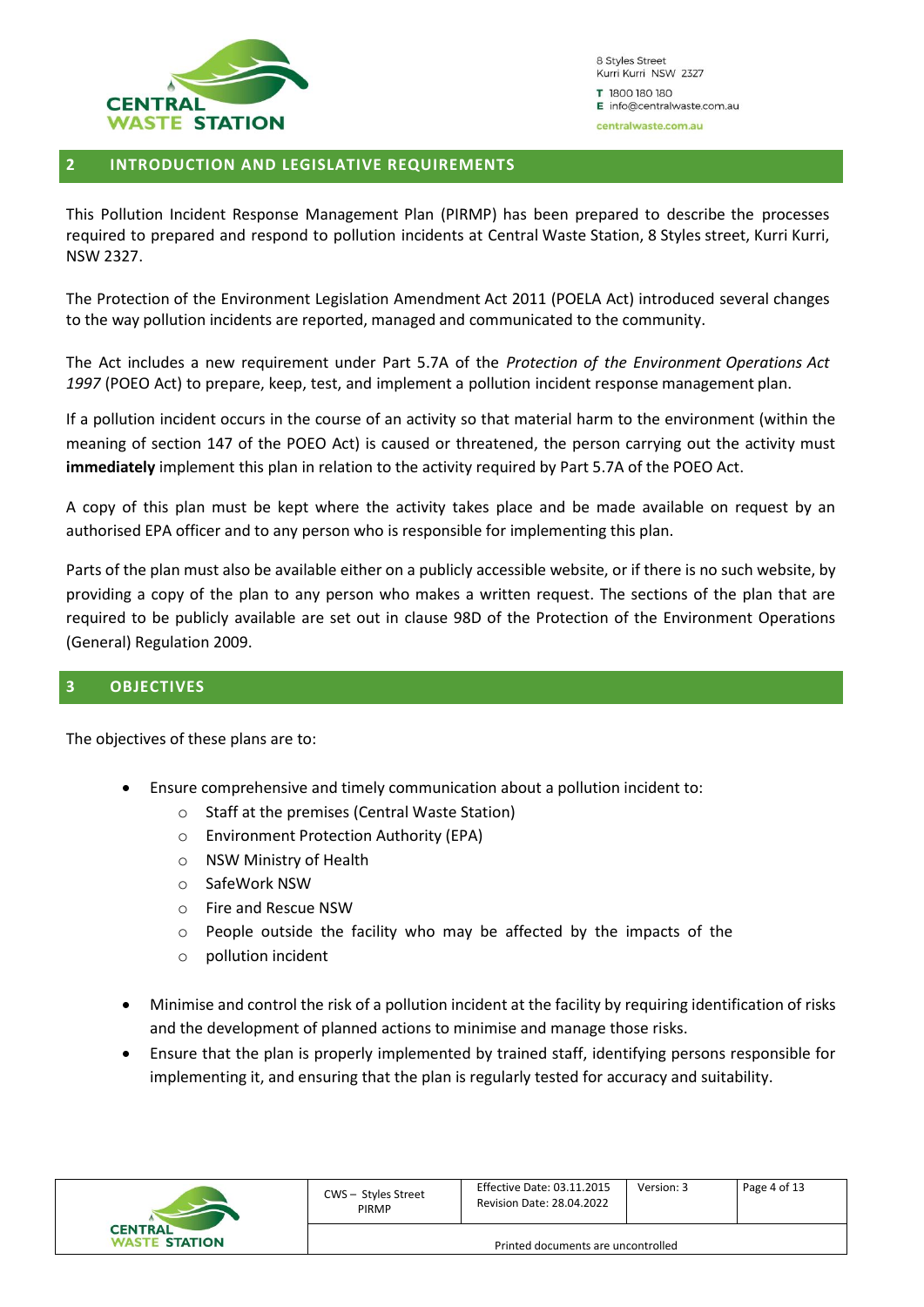## 2 INTRODUCTION AND LEGISLATIVE REQUIREMENTS

This Pollution Incident Response Management Plan (PIRMP) has been prepared to describe the processes required to prepared and respond to pollution incidents at Central Waste Station, 8 Styles street, Kurri Kurri, NSW 2327.

The Protection of the Environment Legislation Amendment Act 2011 (POELA Act) introduced several changes to the way pollution incidents are reported, managed and communicated to the community.

The Act includes a new requirement under Part 5.7A of the *Protection of the Environment Operations Act 1997* (POEO Act) to prepare, keep, test, and implement a pollution incident response management plan.

If a pollution incident occurs in the course of an activity so that material harm to the environment (within the meaning of section 147 of the POEO Act) is caused or threatened, the person carrying out the activity must **immediately** implement this plan in relation to the activity required by Part 5.7A of the POEO Act.

A copy of this plan must be kept where the activity takes place and be made available on request by an authorised EPA officer and to any person who is responsible for implementing this plan.

Parts of the plan must also be available either on a publicly accessible website, or if there is no such website, by providing a copy of the plan to any person who makes a written request. The sections of the plan that are required to be publicly available are set out in clause 98D of the Protection of the Environment Operations (General) Regulation 2009.

## 3 OBJECTIVES

The objectives of these plans are to:

- Ensure comprehensive and timely communication about a pollution incident to:
  - Staff at the premises (Central Waste Station)
  - Environment Protection Authority (EPA)
  - NSW Ministry of Health
  - SafeWork NSW
  - Fire and Rescue NSW
  - People outside the facility who may be affected by the impacts of the
  - pollution incident
- Minimise and control the risk of a pollution incident at the facility by requiring identification of risks and the development of planned actions to minimise and manage those risks.
- Ensure that the plan is properly implemented by trained staff, identifying persons responsible for implementing it, and ensuring that the plan is regularly tested for accuracy and suitability.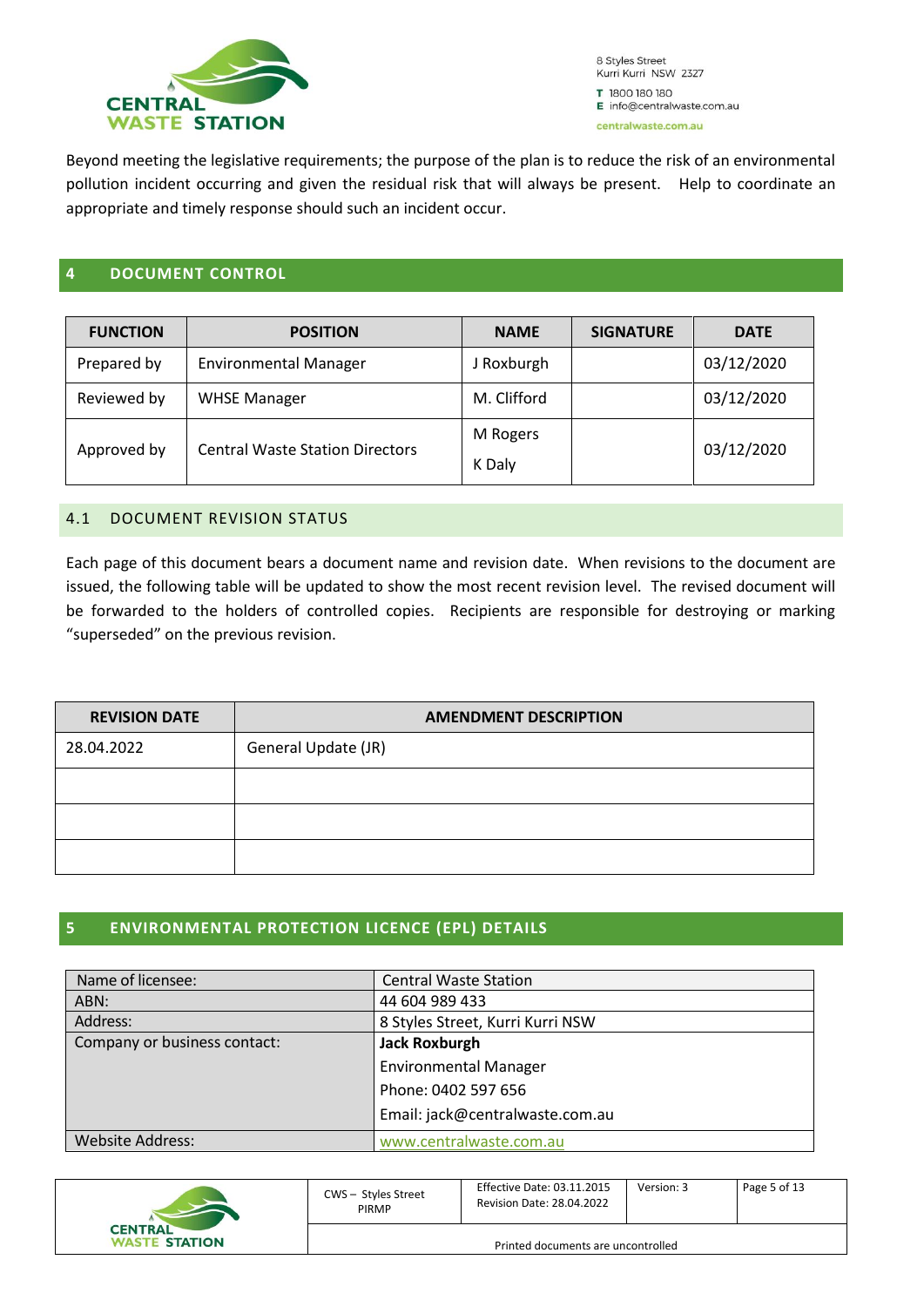Beyond meeting the legislative requirements; the purpose of the plan is to reduce the risk of an environmental pollution incident occurring and given the residual risk that will always be present. Help to coordinate an appropriate and timely response should such an incident occur.

## 4 DOCUMENT CONTROL

| FUNCTION | POSITION | NAME | SIGNATURE | DATE |
|---|---|---|---|---|
| Prepared by | Environmental Manager | J Roxburgh | | 03/12/2020 |
| Reviewed by | WHSE Manager | M. Clifford | | 03/12/2020 |
| Approved by | Central Waste Station Directors | M Rogers<br>K Daly | | 03/12/2020 |

### 4.1 DOCUMENT REVISION STATUS

Each page of this document bears a document name and revision date. When revisions to the document are issued, the following table will be updated to show the most recent revision level. The revised document will be forwarded to the holders of controlled copies. Recipients are responsible for destroying or marking "superseded" on the previous revision.

| REVISION DATE | AMENDMENT DESCRIPTION |
|---|---|
| 28.04.2022 | General Update (JR) |
| | |
| | |
| | |

## 5 ENVIRONMENTAL PROTECTION LICENCE (EPL) DETAILS

| | |
|---|---|
| Name of licensee: | Central Waste Station |
| ABN: | 44 604 989 433 |
| Address: | 8 Styles Street, Kurri Kurri NSW |
| Company or business contact: | **Jack Roxburgh**<br>Environmental Manager<br>Phone: 0402 597 656<br>Email: jack@centralwaste.com.au |
| Website Address: | www.centralwaste.com.au |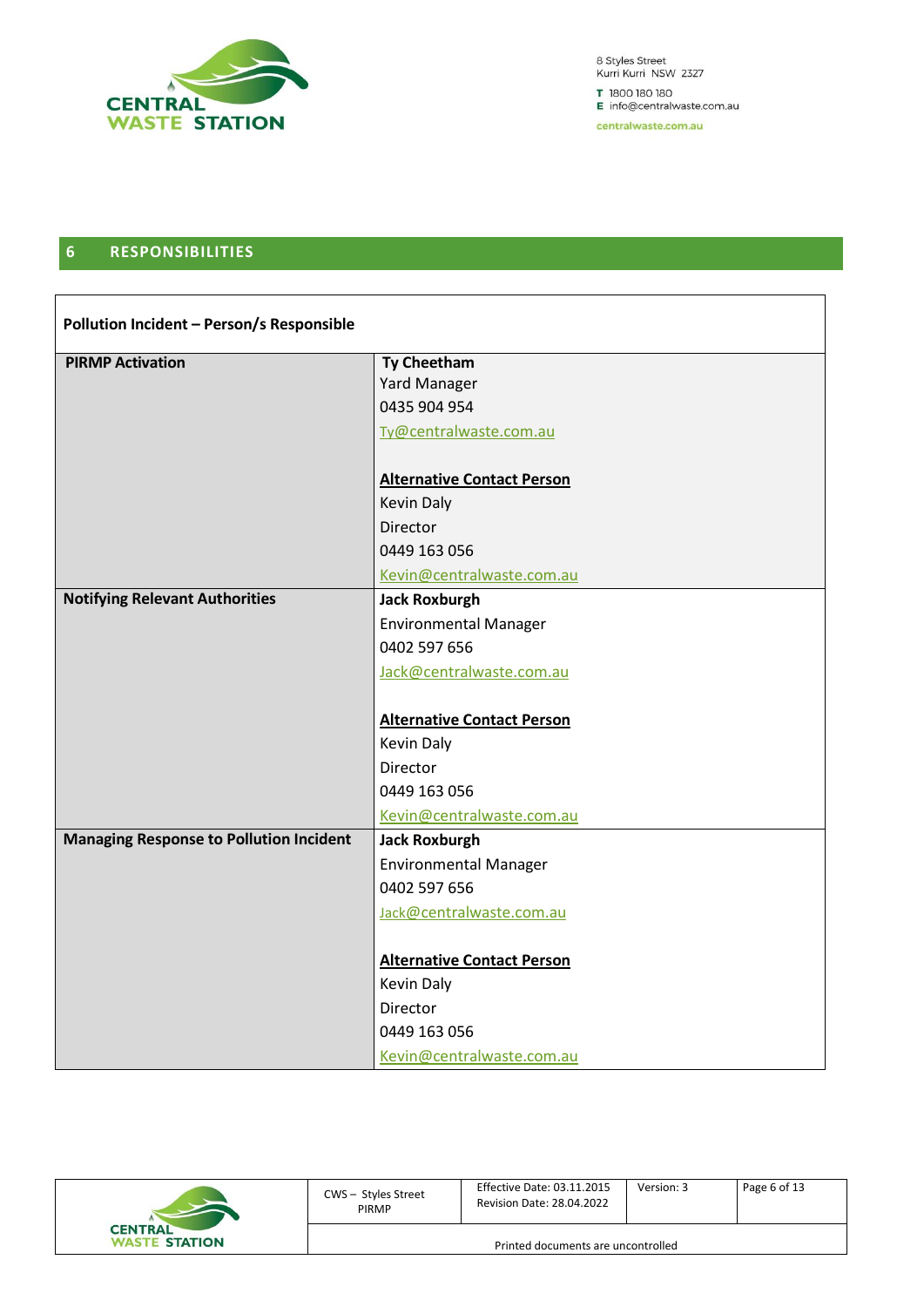## 6 RESPONSIBILITIES

| Pollution Incident – Person/s Responsible | |
|---|---|
| **PIRMP Activation** | **Ty Cheetham**<br>Yard Manager<br>0435 904 954<br>Ty@centralwaste.com.au<br><br>**Alternative Contact Person**<br>Kevin Daly<br>Director<br>0449 163 056<br>Kevin@centralwaste.com.au |
| **Notifying Relevant Authorities** | **Jack Roxburgh**<br>Environmental Manager<br>0402 597 656<br>Jack@centralwaste.com.au<br><br>**Alternative Contact Person**<br>Kevin Daly<br>Director<br>0449 163 056<br>Kevin@centralwaste.com.au |
| **Managing Response to Pollution Incident** | **Jack Roxburgh**<br>Environmental Manager<br>0402 597 656<br>Jack@centralwaste.com.au<br><br>**Alternative Contact Person**<br>Kevin Daly<br>Director<br>0449 163 056<br>Kevin@centralwaste.com.au |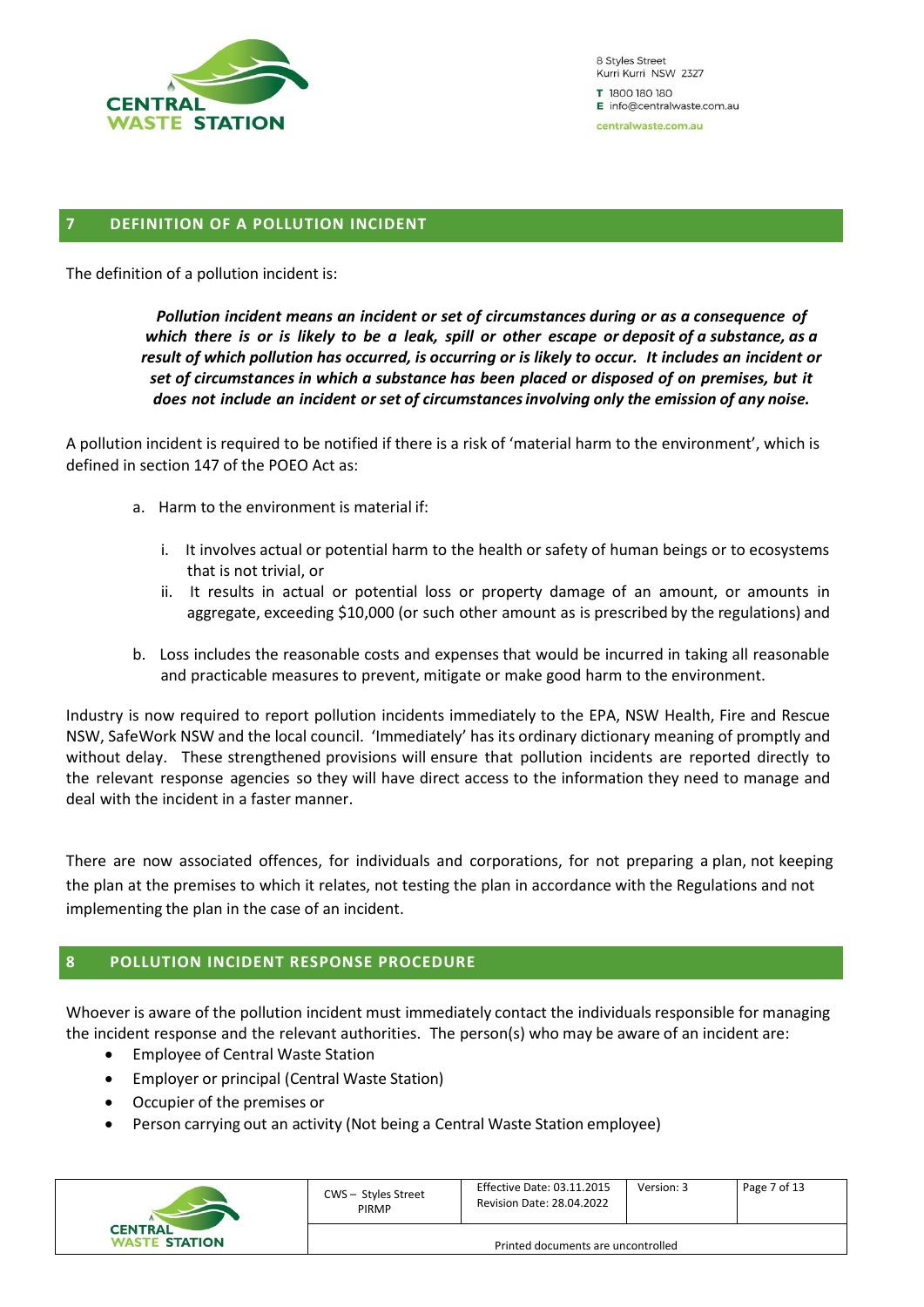## 7 DEFINITION OF A POLLUTION INCIDENT

The definition of a pollution incident is:

> ***Pollution incident means an incident or set of circumstances during or as a consequence of which there is or is likely to be a leak, spill or other escape or deposit of a substance, as a result of which pollution has occurred, is occurring or is likely to occur. It includes an incident or set of circumstances in which a substance has been placed or disposed of on premises, but it does not include an incident or set of circumstances involving only the emission of any noise.***

A pollution incident is required to be notified if there is a risk of 'material harm to the environment', which is defined in section 147 of the POEO Act as:

a. Harm to the environment is material if:

   i. It involves actual or potential harm to the health or safety of human beings or to ecosystems that is not trivial, or

   ii. It results in actual or potential loss or property damage of an amount, or amounts in aggregate, exceeding $10,000 (or such other amount as is prescribed by the regulations) and

b. Loss includes the reasonable costs and expenses that would be incurred in taking all reasonable and practicable measures to prevent, mitigate or make good harm to the environment.

Industry is now required to report pollution incidents immediately to the EPA, NSW Health, Fire and Rescue NSW, SafeWork NSW and the local council. 'Immediately' has its ordinary dictionary meaning of promptly and without delay. These strengthened provisions will ensure that pollution incidents are reported directly to the relevant response agencies so they will have direct access to the information they need to manage and deal with the incident in a faster manner.

There are now associated offences, for individuals and corporations, for not preparing a plan, not keeping the plan at the premises to which it relates, not testing the plan in accordance with the Regulations and not implementing the plan in the case of an incident.

## 8 POLLUTION INCIDENT RESPONSE PROCEDURE

Whoever is aware of the pollution incident must immediately contact the individuals responsible for managing the incident response and the relevant authorities. The person(s) who may be aware of an incident are:

- Employee of Central Waste Station
- Employer or principal (Central Waste Station)
- Occupier of the premises or
- Person carrying out an activity (Not being a Central Waste Station employee)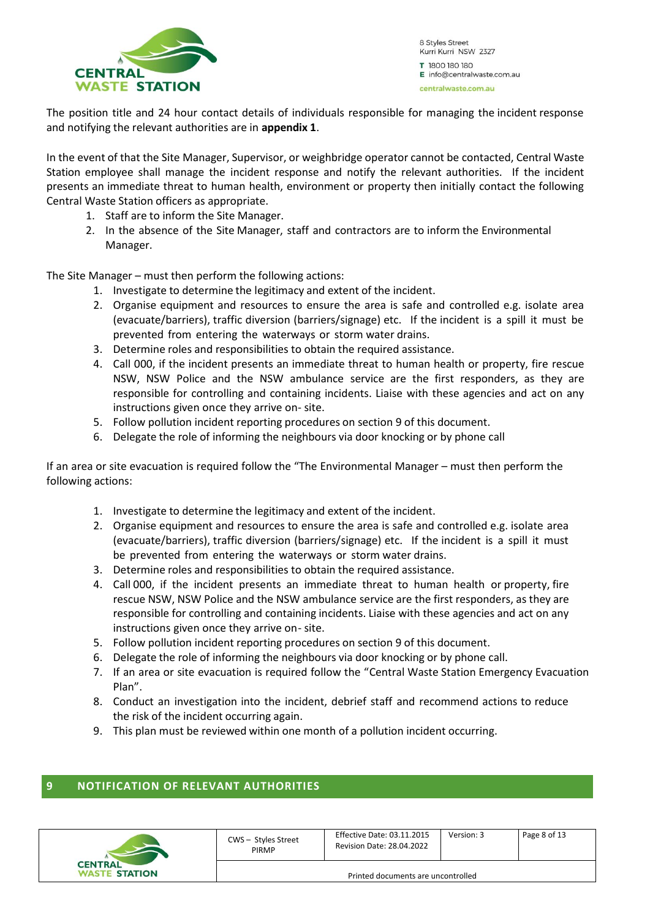The position title and 24 hour contact details of individuals responsible for managing the incident response and notifying the relevant authorities are in **appendix 1**.

In the event of that the Site Manager, Supervisor, or weighbridge operator cannot be contacted, Central Waste Station employee shall manage the incident response and notify the relevant authorities. If the incident presents an immediate threat to human health, environment or property then initially contact the following Central Waste Station officers as appropriate.

1. Staff are to inform the Site Manager.
2. In the absence of the Site Manager, staff and contractors are to inform the Environmental Manager.

The Site Manager – must then perform the following actions:

1. Investigate to determine the legitimacy and extent of the incident.
2. Organise equipment and resources to ensure the area is safe and controlled e.g. isolate area (evacuate/barriers), traffic diversion (barriers/signage) etc. If the incident is a spill it must be prevented from entering the waterways or storm water drains.
3. Determine roles and responsibilities to obtain the required assistance.
4. Call 000, if the incident presents an immediate threat to human health or property, fire rescue NSW, NSW Police and the NSW ambulance service are the first responders, as they are responsible for controlling and containing incidents. Liaise with these agencies and act on any instructions given once they arrive on- site.
5. Follow pollution incident reporting procedures on section 9 of this document.
6. Delegate the role of informing the neighbours via door knocking or by phone call

If an area or site evacuation is required follow the "The Environmental Manager – must then perform the following actions:

1. Investigate to determine the legitimacy and extent of the incident.
2. Organise equipment and resources to ensure the area is safe and controlled e.g. isolate area (evacuate/barriers), traffic diversion (barriers/signage) etc. If the incident is a spill it must be prevented from entering the waterways or storm water drains.
3. Determine roles and responsibilities to obtain the required assistance.
4. Call 000, if the incident presents an immediate threat to human health or property, fire rescue NSW, NSW Police and the NSW ambulance service are the first responders, as they are responsible for controlling and containing incidents. Liaise with these agencies and act on any instructions given once they arrive on- site.
5. Follow pollution incident reporting procedures on section 9 of this document.
6. Delegate the role of informing the neighbours via door knocking or by phone call.
7. If an area or site evacuation is required follow the "Central Waste Station Emergency Evacuation Plan".
8. Conduct an investigation into the incident, debrief staff and recommend actions to reduce the risk of the incident occurring again.
9. This plan must be reviewed within one month of a pollution incident occurring.

## 9 NOTIFICATION OF RELEVANT AUTHORITIES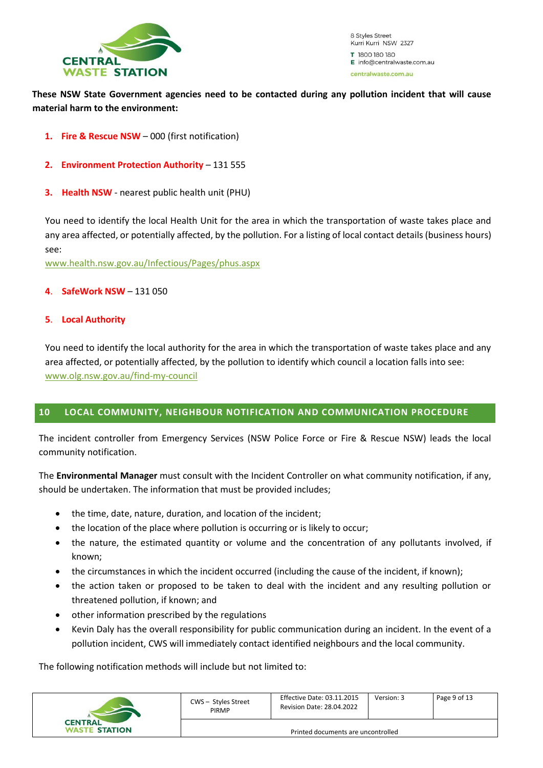**These NSW State Government agencies need to be contacted during any pollution incident that will cause material harm to the environment:**

1. **Fire & Rescue NSW** – 000 (first notification)

2. **Environment Protection Authority** – 131 555

3. **Health NSW** - nearest public health unit (PHU)

   You need to identify the local Health Unit for the area in which the transportation of waste takes place and any area affected, or potentially affected, by the pollution. For a listing of local contact details (business hours) see:
   www.health.nsw.gov.au/Infectious/Pages/phus.aspx

4. **SafeWork NSW** – 131 050

5. **Local Authority**

   You need to identify the local authority for the area in which the transportation of waste takes place and any area affected, or potentially affected, by the pollution to identify which council a location falls into see: www.olg.nsw.gov.au/find-my-council

## 10 LOCAL COMMUNITY, NEIGHBOUR NOTIFICATION AND COMMUNICATION PROCEDURE

The incident controller from Emergency Services (NSW Police Force or Fire & Rescue NSW) leads the local community notification.

The **Environmental Manager** must consult with the Incident Controller on what community notification, if any, should be undertaken. The information that must be provided includes;

- the time, date, nature, duration, and location of the incident;
- the location of the place where pollution is occurring or is likely to occur;
- the nature, the estimated quantity or volume and the concentration of any pollutants involved, if known;
- the circumstances in which the incident occurred (including the cause of the incident, if known);
- the action taken or proposed to be taken to deal with the incident and any resulting pollution or threatened pollution, if known; and
- other information prescribed by the regulations
- Kevin Daly has the overall responsibility for public communication during an incident. In the event of a pollution incident, CWS will immediately contact identified neighbours and the local community.

The following notification methods will include but not limited to: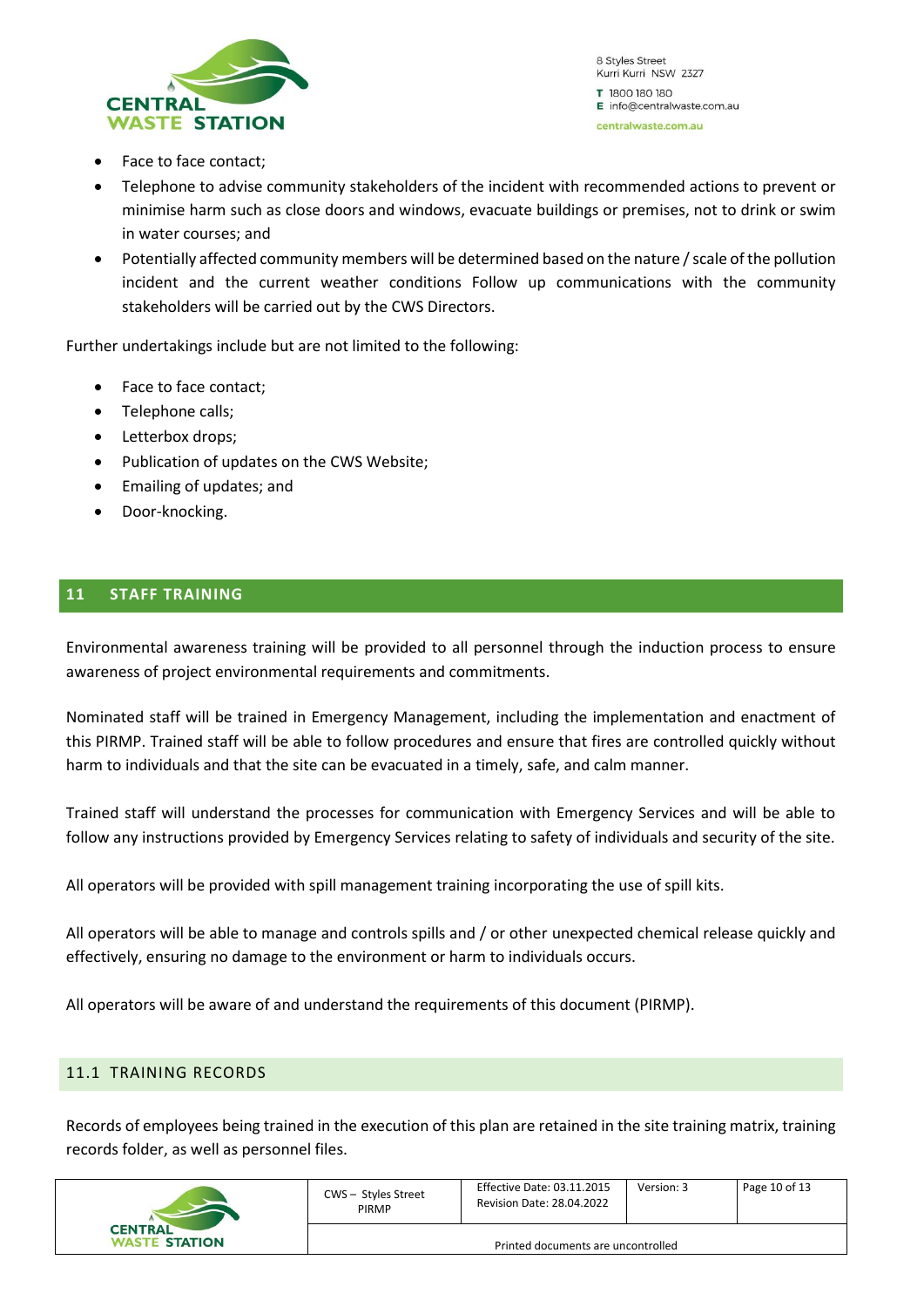- Face to face contact;
- Telephone to advise community stakeholders of the incident with recommended actions to prevent or minimise harm such as close doors and windows, evacuate buildings or premises, not to drink or swim in water courses; and
- Potentially affected community members will be determined based on the nature / scale of the pollution incident and the current weather conditions Follow up communications with the community stakeholders will be carried out by the CWS Directors.

Further undertakings include but are not limited to the following:

- Face to face contact;
- Telephone calls;
- Letterbox drops;
- Publication of updates on the CWS Website;
- Emailing of updates; and
- Door-knocking.

## 11 STAFF TRAINING

Environmental awareness training will be provided to all personnel through the induction process to ensure awareness of project environmental requirements and commitments.

Nominated staff will be trained in Emergency Management, including the implementation and enactment of this PIRMP. Trained staff will be able to follow procedures and ensure that fires are controlled quickly without harm to individuals and that the site can be evacuated in a timely, safe, and calm manner.

Trained staff will understand the processes for communication with Emergency Services and will be able to follow any instructions provided by Emergency Services relating to safety of individuals and security of the site.

All operators will be provided with spill management training incorporating the use of spill kits.

All operators will be able to manage and controls spills and / or other unexpected chemical release quickly and effectively, ensuring no damage to the environment or harm to individuals occurs.

All operators will be aware of and understand the requirements of this document (PIRMP).

### 11.1 TRAINING RECORDS

Records of employees being trained in the execution of this plan are retained in the site training matrix, training records folder, as well as personnel files.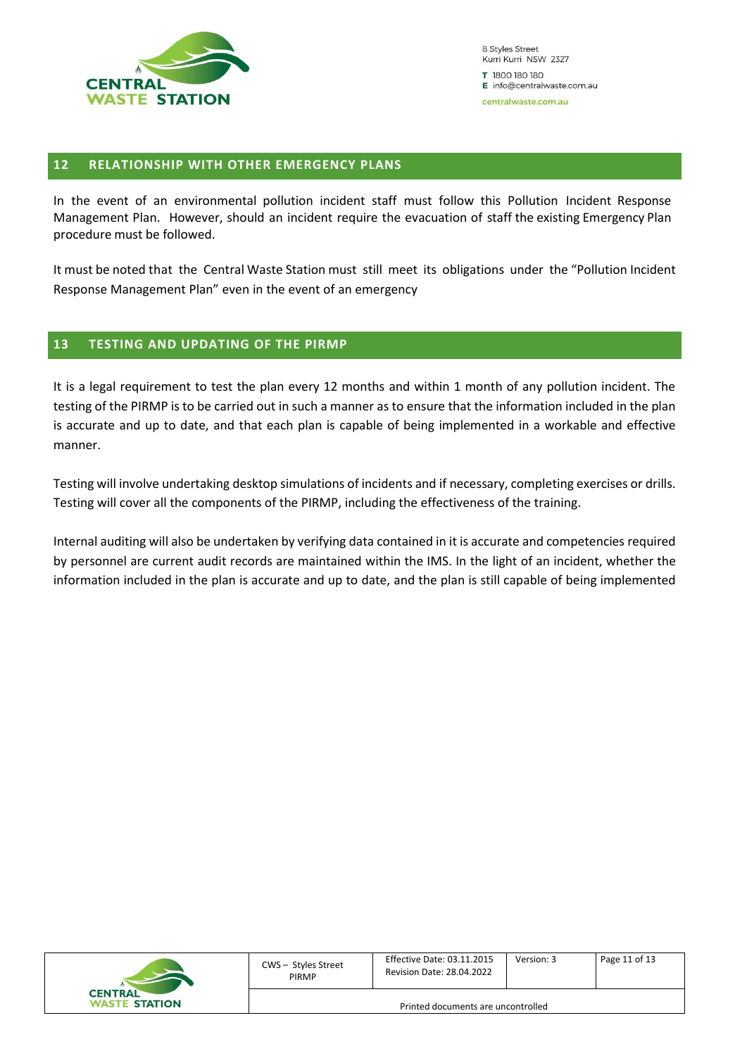## 12 RELATIONSHIP WITH OTHER EMERGENCY PLANS

In the event of an environmental pollution incident staff must follow this Pollution Incident Response Management Plan. However, should an incident require the evacuation of staff the existing Emergency Plan procedure must be followed.

It must be noted that the Central Waste Station must still meet its obligations under the "Pollution Incident Response Management Plan" even in the event of an emergency

## 13 TESTING AND UPDATING OF THE PIRMP

It is a legal requirement to test the plan every 12 months and within 1 month of any pollution incident. The testing of the PIRMP is to be carried out in such a manner as to ensure that the information included in the plan is accurate and up to date, and that each plan is capable of being implemented in a workable and effective manner.

Testing will involve undertaking desktop simulations of incidents and if necessary, completing exercises or drills. Testing will cover all the components of the PIRMP, including the effectiveness of the training.

Internal auditing will also be undertaken by verifying data contained in it is accurate and competencies required by personnel are current audit records are maintained within the IMS. In the light of an incident, whether the information included in the plan is accurate and up to date, and the plan is still capable of being implemented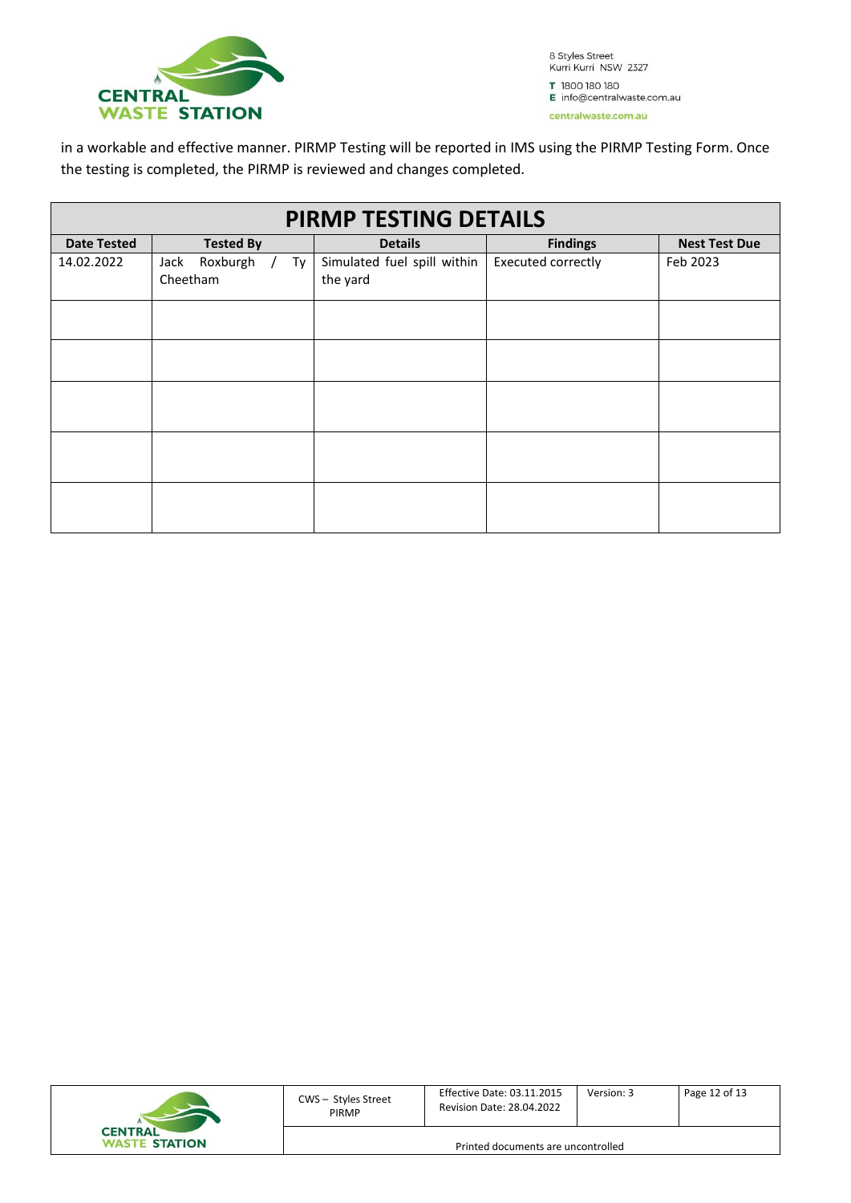in a workable and effective manner. PIRMP Testing will be reported in IMS using the PIRMP Testing Form. Once the testing is completed, the PIRMP is reviewed and changes completed.

| PIRMP TESTING DETAILS | | | | |
|---|---|---|---|---|
| **Date Tested** | **Tested By** | **Details** | **Findings** | **Nest Test Due** |
| 14.02.2022 | Jack Roxburgh / Ty Cheetham | Simulated fuel spill within the yard | Executed correctly | Feb 2023 |
| | | | | |
| | | | | |
| | | | | |
| | | | | |
| | | | | |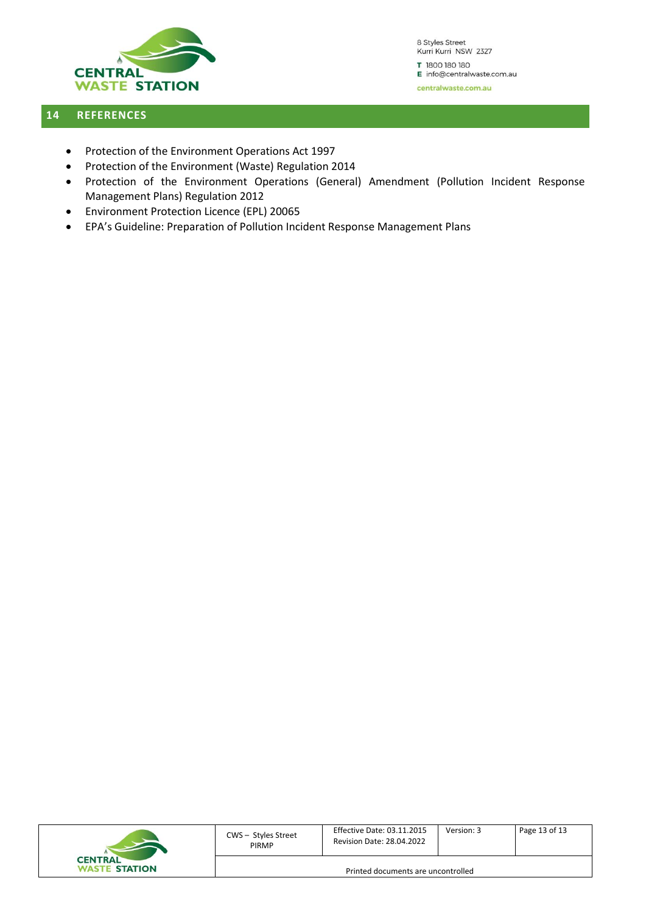## 14 REFERENCES

- Protection of the Environment Operations Act 1997
- Protection of the Environment (Waste) Regulation 2014
- Protection of the Environment Operations (General) Amendment (Pollution Incident Response Management Plans) Regulation 2012
- Environment Protection Licence (EPL) 20065
- EPA's Guideline: Preparation of Pollution Incident Response Management Plans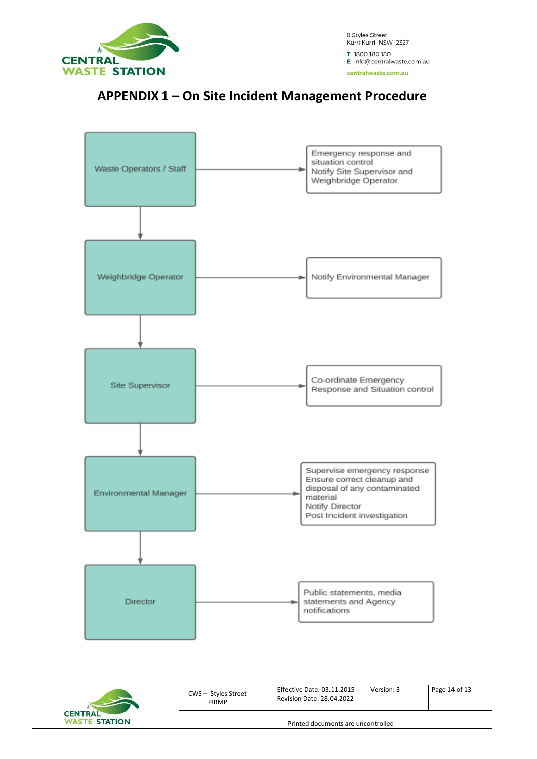# APPENDIX 1 – On Site Incident Management Procedure

| Role | Responsibilities |
| --- | --- |
| Waste Operators / Staff | Emergency response and situation control<br>Notify Site Supervisor and Weighbridge Operator |
| Weighbridge Operator | Notify Environmental Manager |
| Site Supervisor | Co-ordinate Emergency Response and Situation control |
| Environmental Manager | Supervise emergency response<br>Ensure correct cleanup and disposal of any contaminated material<br>Notify Director<br>Post Incident investigation |
| Director | Public statements, media statements and Agency notifications |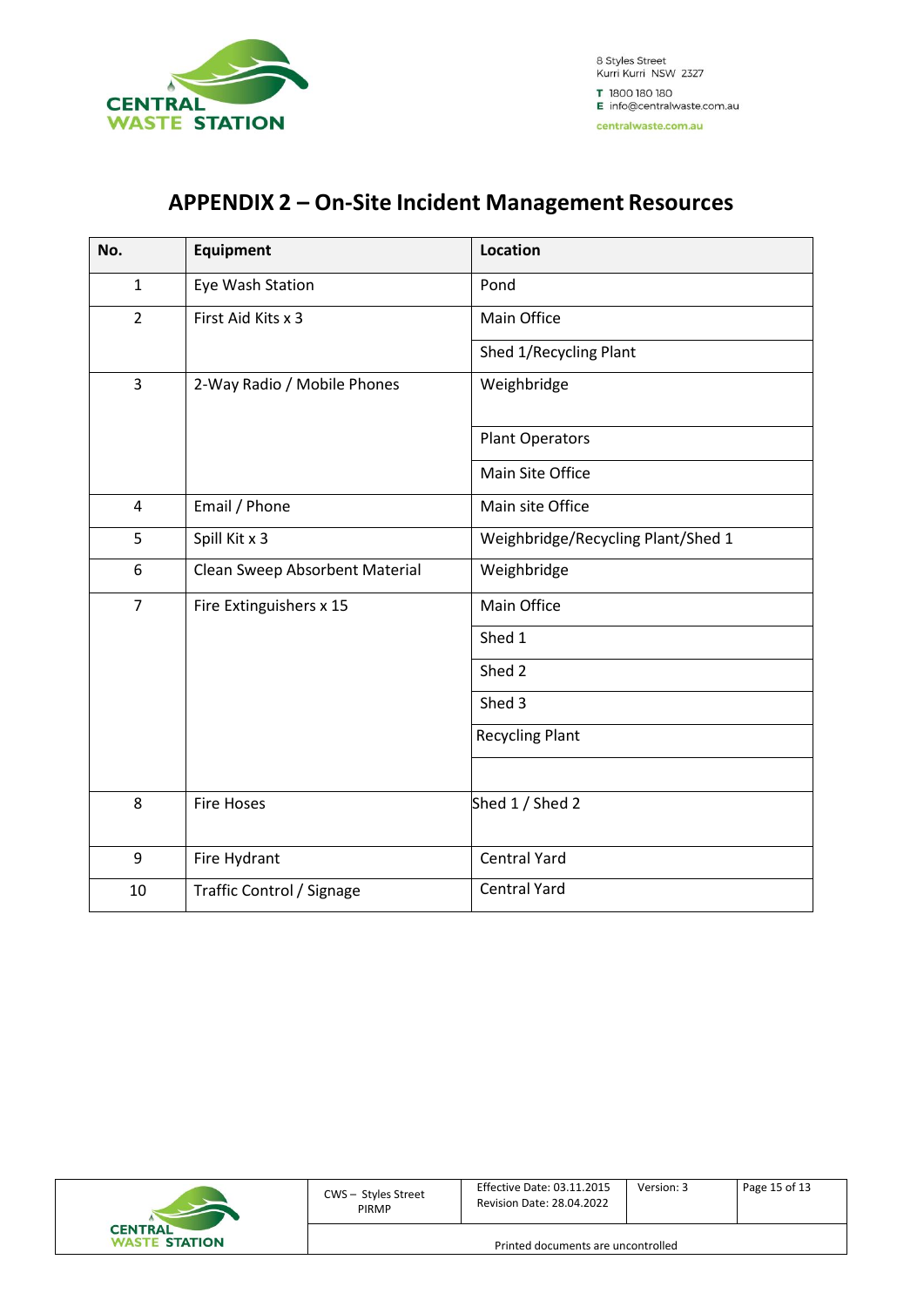# APPENDIX 2 – On-Site Incident Management Resources

| No. | Equipment | Location |
|---|---|---|
| 1 | Eye Wash Station | Pond |
| 2 | First Aid Kits x 3 | Main Office |
| | | Shed 1/Recycling Plant |
| 3 | 2-Way Radio / Mobile Phones | Weighbridge |
| | | Plant Operators |
| | | Main Site Office |
| 4 | Email / Phone | Main site Office |
| 5 | Spill Kit x 3 | Weighbridge/Recycling Plant/Shed 1 |
| 6 | Clean Sweep Absorbent Material | Weighbridge |
| 7 | Fire Extinguishers x 15 | Main Office |
| | | Shed 1 |
| | | Shed 2 |
| | | Shed 3 |
| | | Recycling Plant |
| | | |
| 8 | Fire Hoses | Shed 1 / Shed 2 |
| 9 | Fire Hydrant | Central Yard |
| 10 | Traffic Control / Signage | Central Yard |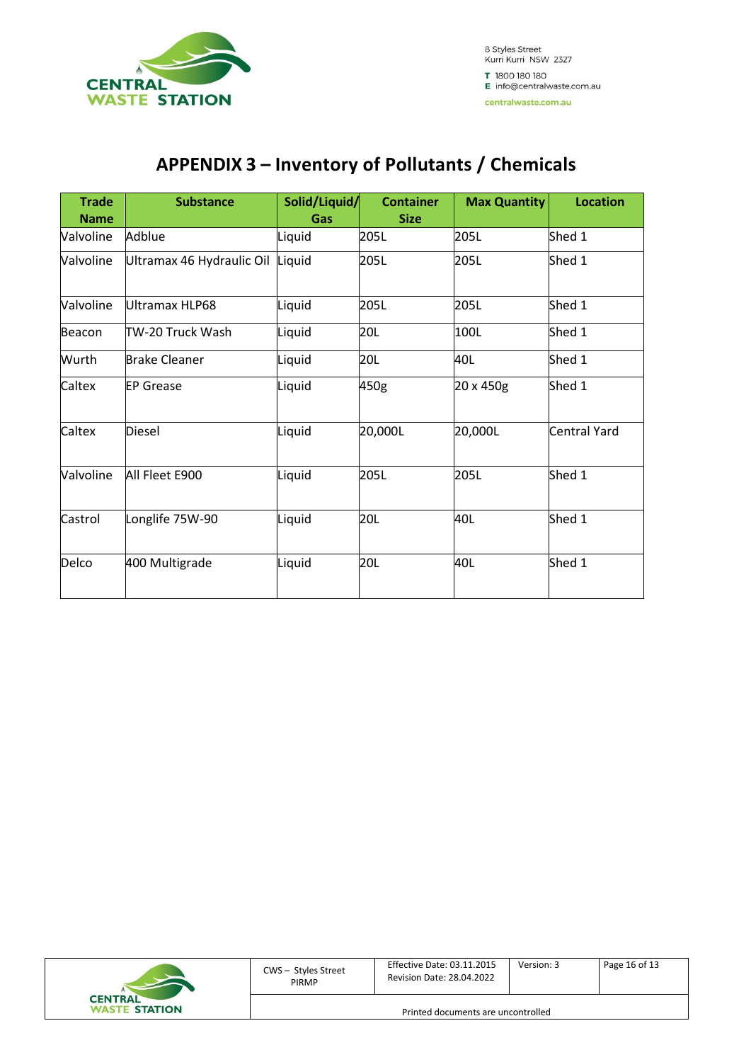# APPENDIX 3 – Inventory of Pollutants / Chemicals

| Trade Name | Substance | Solid/Liquid/ Gas | Container Size | Max Quantity | Location |
|---|---|---|---|---|---|
| Valvoline | Adblue | Liquid | 205L | 205L | Shed 1 |
| Valvoline | Ultramax 46 Hydraulic Oil | Liquid | 205L | 205L | Shed 1 |
| Valvoline | Ultramax HLP68 | Liquid | 205L | 205L | Shed 1 |
| Beacon | TW-20 Truck Wash | Liquid | 20L | 100L | Shed 1 |
| Wurth | Brake Cleaner | Liquid | 20L | 40L | Shed 1 |
| Caltex | EP Grease | Liquid | 450g | 20 x 450g | Shed 1 |
| Caltex | Diesel | Liquid | 20,000L | 20,000L | Central Yard |
| Valvoline | All Fleet E900 | Liquid | 205L | 205L | Shed 1 |
| Castrol | Longlife 75W-90 | Liquid | 20L | 40L | Shed 1 |
| Delco | 400 Multigrade | Liquid | 20L | 40L | Shed 1 |